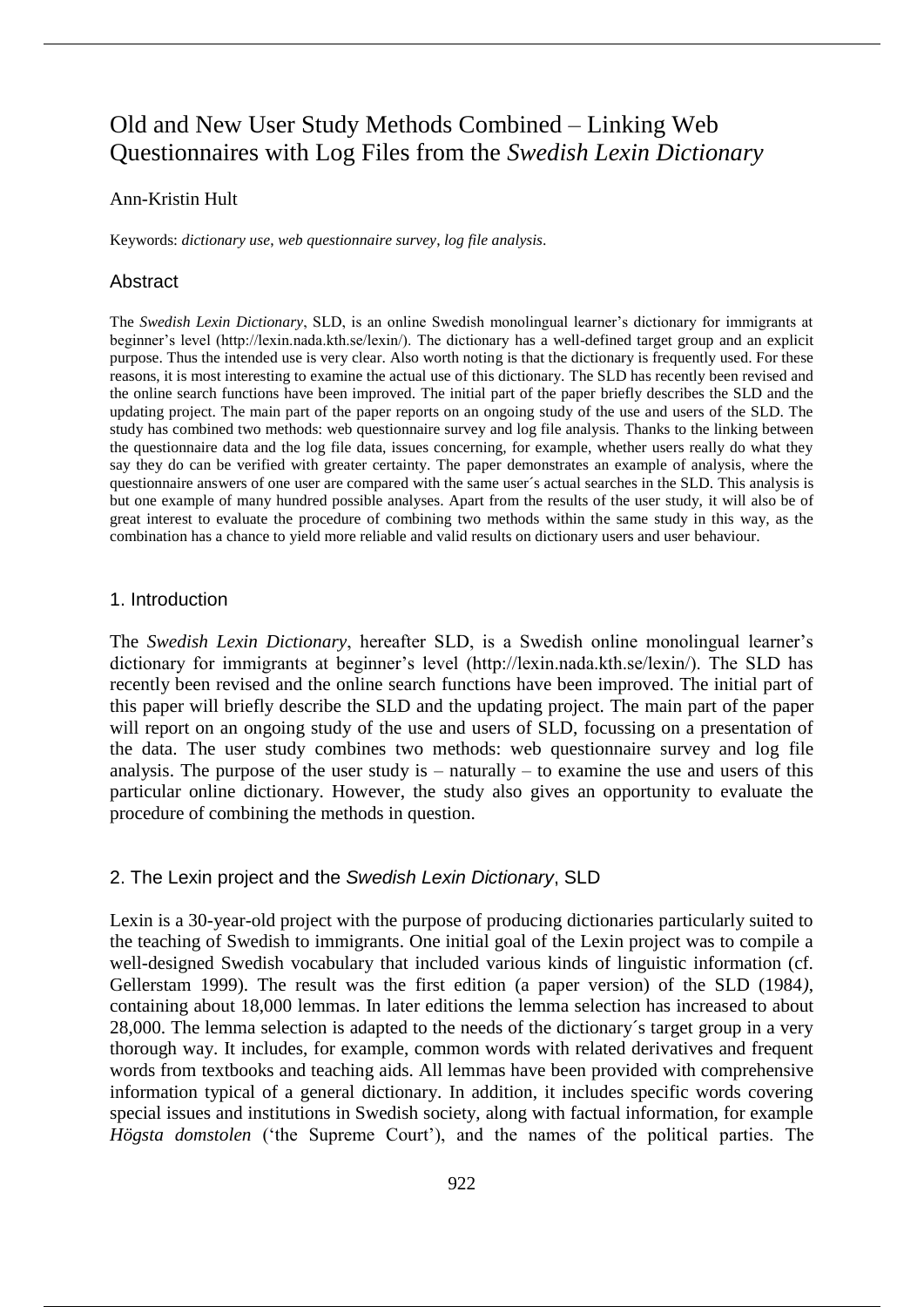# Old and New User Study Methods Combined – Linking Web Questionnaires with Log Files from the *Swedish Lexin Dictionary*

Ann-Kristin Hult

Keywords: *dictionary use*, *web questionnaire survey*, *log file analysis*.

## Abstract

The *Swedish Lexin Dictionary*, SLD, is an online Swedish monolingual learner's dictionary for immigrants at beginner's level (http://lexin.nada.kth.se/lexin/). The dictionary has a well-defined target group and an explicit purpose. Thus the intended use is very clear. Also worth noting is that the dictionary is frequently used. For these reasons, it is most interesting to examine the actual use of this dictionary. The SLD has recently been revised and the online search functions have been improved. The initial part of the paper briefly describes the SLD and the updating project. The main part of the paper reports on an ongoing study of the use and users of the SLD. The study has combined two methods: web questionnaire survey and log file analysis. Thanks to the linking between the questionnaire data and the log file data, issues concerning, for example, whether users really do what they say they do can be verified with greater certainty. The paper demonstrates an example of analysis, where the questionnaire answers of one user are compared with the same user´s actual searches in the SLD. This analysis is but one example of many hundred possible analyses. Apart from the results of the user study, it will also be of great interest to evaluate the procedure of combining two methods within the same study in this way, as the combination has a chance to yield more reliable and valid results on dictionary users and user behaviour.

## 1. Introduction

The *Swedish Lexin Dictionary*, hereafter SLD, is a Swedish online monolingual learner's dictionary for immigrants at beginner's level (http://lexin.nada.kth.se/lexin/). The SLD has recently been revised and the online search functions have been improved. The initial part of this paper will briefly describe the SLD and the updating project. The main part of the paper will report on an ongoing study of the use and users of SLD, focussing on a presentation of the data. The user study combines two methods: web questionnaire survey and log file analysis. The purpose of the user study is – naturally – to examine the use and users of this particular online dictionary. However, the study also gives an opportunity to evaluate the procedure of combining the methods in question.

## 2. The Lexin project and the *Swedish Lexin Dictionary*, SLD

Lexin is a 30-year-old project with the purpose of producing dictionaries particularly suited to the teaching of Swedish to immigrants. One initial goal of the Lexin project was to compile a well-designed Swedish vocabulary that included various kinds of linguistic information (cf. Gellerstam 1999). The result was the first edition (a paper version) of the SLD (1984*)*, containing about 18,000 lemmas. In later editions the lemma selection has increased to about 28,000. The lemma selection is adapted to the needs of the dictionary´s target group in a very thorough way. It includes, for example, common words with related derivatives and frequent words from textbooks and teaching aids. All lemmas have been provided with comprehensive information typical of a general dictionary. In addition, it includes specific words covering special issues and institutions in Swedish society, along with factual information, for example *Högsta domstolen* ('the Supreme Court'), and the names of the political parties. The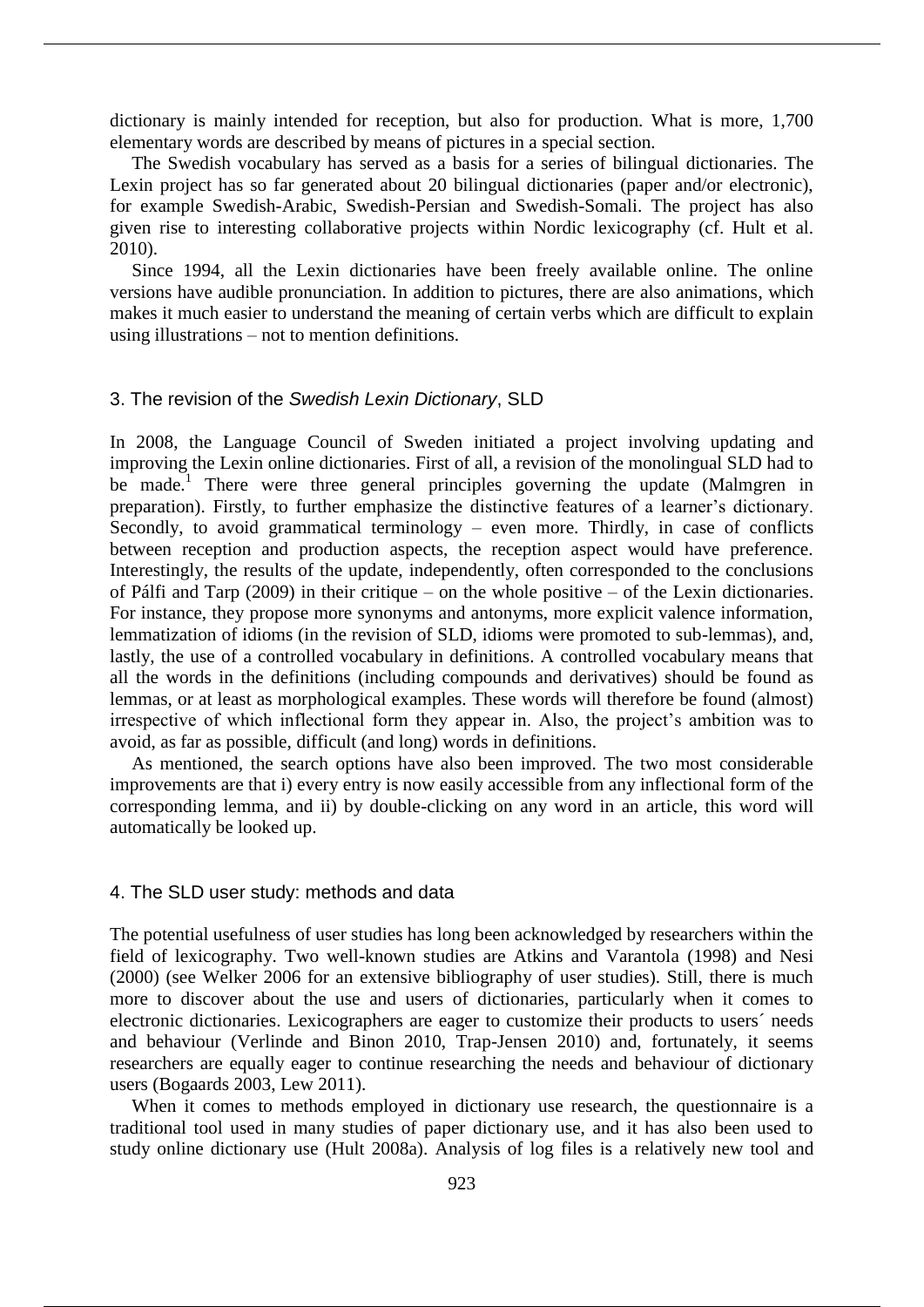dictionary is mainly intended for reception, but also for production. What is more, 1,700 elementary words are described by means of pictures in a special section.

The Swedish vocabulary has served as a basis for a series of bilingual dictionaries. The Lexin project has so far generated about 20 bilingual dictionaries (paper and/or electronic), for example Swedish-Arabic, Swedish-Persian and Swedish-Somali. The project has also given rise to interesting collaborative projects within Nordic lexicography (cf. Hult et al. 2010).

Since 1994, all the Lexin dictionaries have been freely available online. The online versions have audible pronunciation. In addition to pictures, there are also animations, which makes it much easier to understand the meaning of certain verbs which are difficult to explain using illustrations – not to mention definitions.

## 3. The revision of the *Swedish Lexin Dictionary*, SLD

In 2008, the Language Council of Sweden initiated a project involving updating and improving the Lexin online dictionaries. First of all, a revision of the monolingual SLD had to be made.[1] There were three general principles governing the update (Malmgren in preparation). Firstly, to further emphasize the distinctive features of a learner's dictionary. Secondly, to avoid grammatical terminology – even more. Thirdly, in case of conflicts between reception and production aspects, the reception aspect would have preference. Interestingly, the results of the update, independently, often corresponded to the conclusions of Pálfi and Tarp (2009) in their critique – on the whole positive – of the Lexin dictionaries. For instance, they propose more synonyms and antonyms, more explicit valence information, lemmatization of idioms (in the revision of SLD, idioms were promoted to sub-lemmas), and, lastly, the use of a controlled vocabulary in definitions. A controlled vocabulary means that all the words in the definitions (including compounds and derivatives) should be found as lemmas, or at least as morphological examples. These words will therefore be found (almost) irrespective of which inflectional form they appear in. Also, the project's ambition was to avoid, as far as possible, difficult (and long) words in definitions.

As mentioned, the search options have also been improved. The two most considerable improvements are that i) every entry is now easily accessible from any inflectional form of the corresponding lemma, and ii) by double-clicking on any word in an article, this word will automatically be looked up.

## 4. The SLD user study: methods and data

The potential usefulness of user studies has long been acknowledged by researchers within the field of lexicography. Two well-known studies are Atkins and Varantola (1998) and Nesi (2000) (see Welker 2006 for an extensive bibliography of user studies). Still, there is much more to discover about the use and users of dictionaries, particularly when it comes to electronic dictionaries. Lexicographers are eager to customize their products to users´ needs and behaviour (Verlinde and Binon 2010, Trap-Jensen 2010) and, fortunately, it seems researchers are equally eager to continue researching the needs and behaviour of dictionary users (Bogaards 2003, Lew 2011).

When it comes to methods employed in dictionary use research, the questionnaire is a traditional tool used in many studies of paper dictionary use, and it has also been used to study online dictionary use (Hult 2008a). Analysis of log files is a relatively new tool and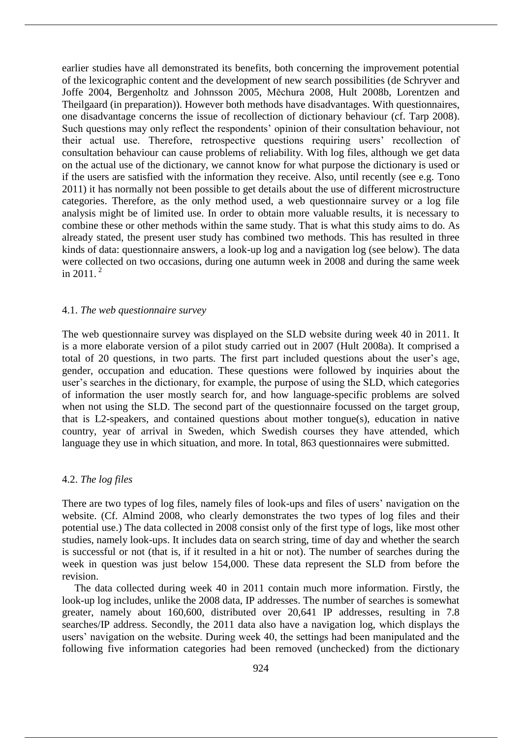earlier studies have all demonstrated its benefits, both concerning the improvement potential of the lexicographic content and the development of new search possibilities (de Schryver and Joffe 2004, Bergenholtz and Johnsson 2005, Měchura 2008, Hult 2008b, Lorentzen and Theilgaard (in preparation)). However both methods have disadvantages. With questionnaires, one disadvantage concerns the issue of recollection of dictionary behaviour (cf. Tarp 2008). Such questions may only reflect the respondents' opinion of their consultation behaviour, not their actual use. Therefore, retrospective questions requiring users' recollection of consultation behaviour can cause problems of reliability. With log files, although we get data on the actual use of the dictionary, we cannot know for what purpose the dictionary is used or if the users are satisfied with the information they receive. Also, until recently (see e.g. Tono 2011) it has normally not been possible to get details about the use of different microstructure categories. Therefore, as the only method used, a web questionnaire survey or a log file analysis might be of limited use. In order to obtain more valuable results, it is necessary to combine these or other methods within the same study. That is what this study aims to do. As already stated, the present user study has combined two methods. This has resulted in three kinds of data: questionnaire answers, a look-up log and a navigation log (see below). The data were collected on two occasions, during one autumn week in 2008 and during the same week in 2011. [2]

### 4.1. *The web questionnaire survey*

The web questionnaire survey was displayed on the SLD website during week 40 in 2011. It is a more elaborate version of a pilot study carried out in 2007 (Hult 2008a). It comprised a total of 20 questions, in two parts. The first part included questions about the user's age, gender, occupation and education. These questions were followed by inquiries about the user's searches in the dictionary, for example, the purpose of using the SLD, which categories of information the user mostly search for, and how language-specific problems are solved when not using the SLD. The second part of the questionnaire focussed on the target group, that is L2-speakers, and contained questions about mother tongue(s), education in native country, year of arrival in Sweden, which Swedish courses they have attended, which language they use in which situation, and more. In total, 863 questionnaires were submitted.

### 4.2. *The log files*

There are two types of log files, namely files of look-ups and files of users' navigation on the website. (Cf. Almind 2008, who clearly demonstrates the two types of log files and their potential use.) The data collected in 2008 consist only of the first type of logs, like most other studies, namely look-ups. It includes data on search string, time of day and whether the search is successful or not (that is, if it resulted in a hit or not). The number of searches during the week in question was just below 154,000. These data represent the SLD from before the revision.

The data collected during week 40 in 2011 contain much more information. Firstly, the look-up log includes, unlike the 2008 data, IP addresses. The number of searches is somewhat greater, namely about 160,600, distributed over 20,641 IP addresses, resulting in 7.8 searches/IP address. Secondly, the 2011 data also have a navigation log, which displays the users' navigation on the website. During week 40, the settings had been manipulated and the following five information categories had been removed (unchecked) from the dictionary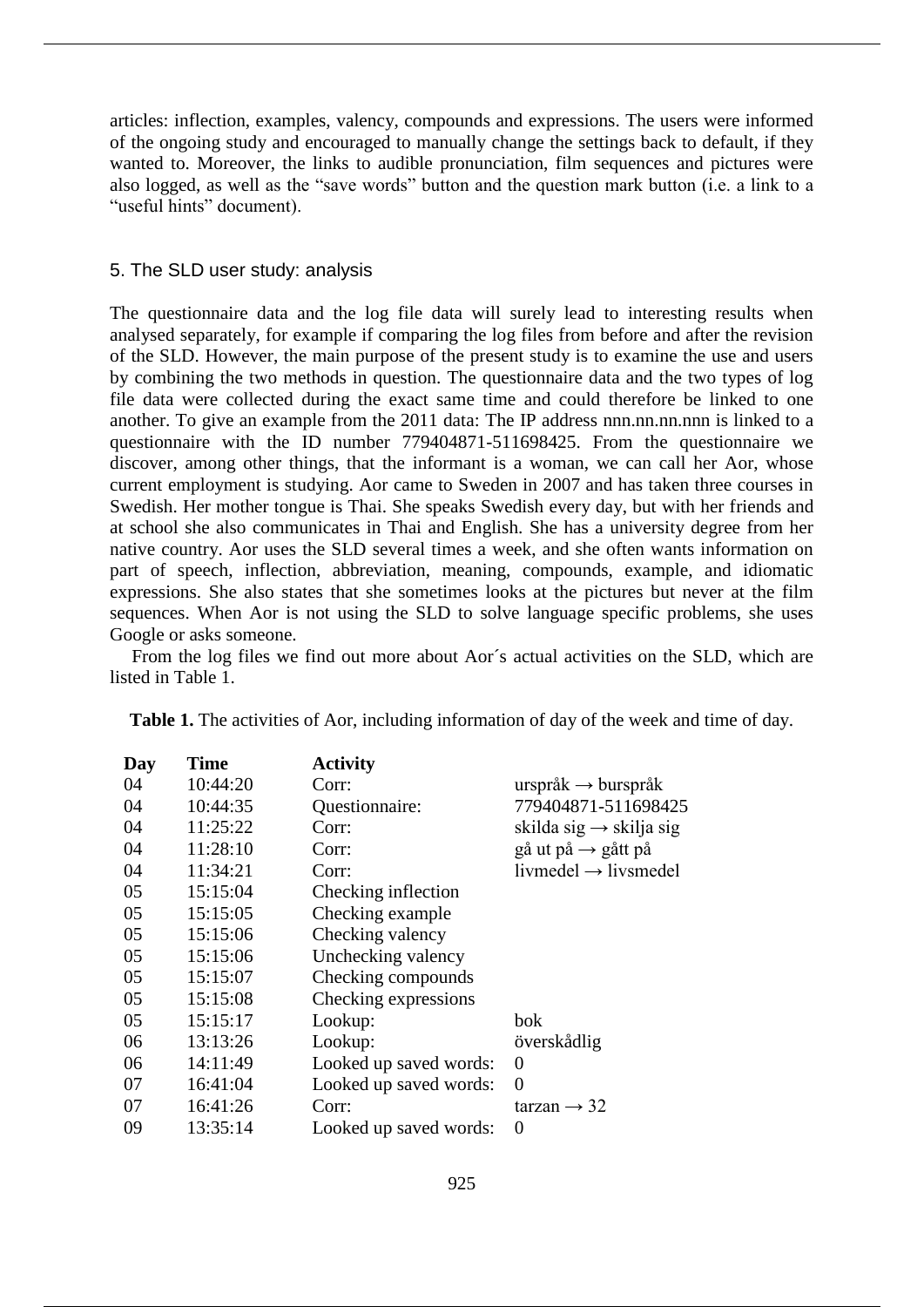articles: inflection, examples, valency, compounds and expressions. The users were informed of the ongoing study and encouraged to manually change the settings back to default, if they wanted to. Moreover, the links to audible pronunciation, film sequences and pictures were also logged, as well as the "save words" button and the question mark button (i.e. a link to a "useful hints" document).

## 5. The SLD user study: analysis

The questionnaire data and the log file data will surely lead to interesting results when analysed separately, for example if comparing the log files from before and after the revision of the SLD. However, the main purpose of the present study is to examine the use and users by combining the two methods in question. The questionnaire data and the two types of log file data were collected during the exact same time and could therefore be linked to one another. To give an example from the 2011 data: The IP address nnn.nn.nn.nnn is linked to a questionnaire with the ID number 779404871-511698425. From the questionnaire we discover, among other things, that the informant is a woman, we can call her Aor, whose current employment is studying. Aor came to Sweden in 2007 and has taken three courses in Swedish. Her mother tongue is Thai. She speaks Swedish every day, but with her friends and at school she also communicates in Thai and English. She has a university degree from her native country. Aor uses the SLD several times a week, and she often wants information on part of speech, inflection, abbreviation, meaning, compounds, example, and idiomatic expressions. She also states that she sometimes looks at the pictures but never at the film sequences. When Aor is not using the SLD to solve language specific problems, she uses Google or asks someone.

From the log files we find out more about Aor´s actual activities on the SLD, which are listed in Table 1.

**Table 1.** The activities of Aor, including information of day of the week and time of day.

| Day | Time | Activity | |
|---|---|---|---|
| 04 | 10:44:20 | Corr: | urspråk → burspråk |
| 04 | 10:44:35 | Questionnaire: | 779404871-511698425 |
| 04 | 11:25:22 | Corr: | skilda sig → skilja sig |
| 04 | 11:28:10 | Corr: | gå ut på → gått på |
| 04 | 11:34:21 | Corr: | livmedel → livsmedel |
| 05 | 15:15:04 | Checking inflection | |
| 05 | 15:15:05 | Checking example | |
| 05 | 15:15:06 | Checking valency | |
| 05 | 15:15:06 | Unchecking valency | |
| 05 | 15:15:07 | Checking compounds | |
| 05 | 15:15:08 | Checking expressions | |
| 05 | 15:15:17 | Lookup: | bok |
| 06 | 13:13:26 | Lookup: | överskådlig |
| 06 | 14:11:49 | Looked up saved words: | 0 |
| 07 | 16:41:04 | Looked up saved words: | 0 |
| 07 | 16:41:26 | Corr: | tarzan → 32 |
| 09 | 13:35:14 | Looked up saved words: | 0 |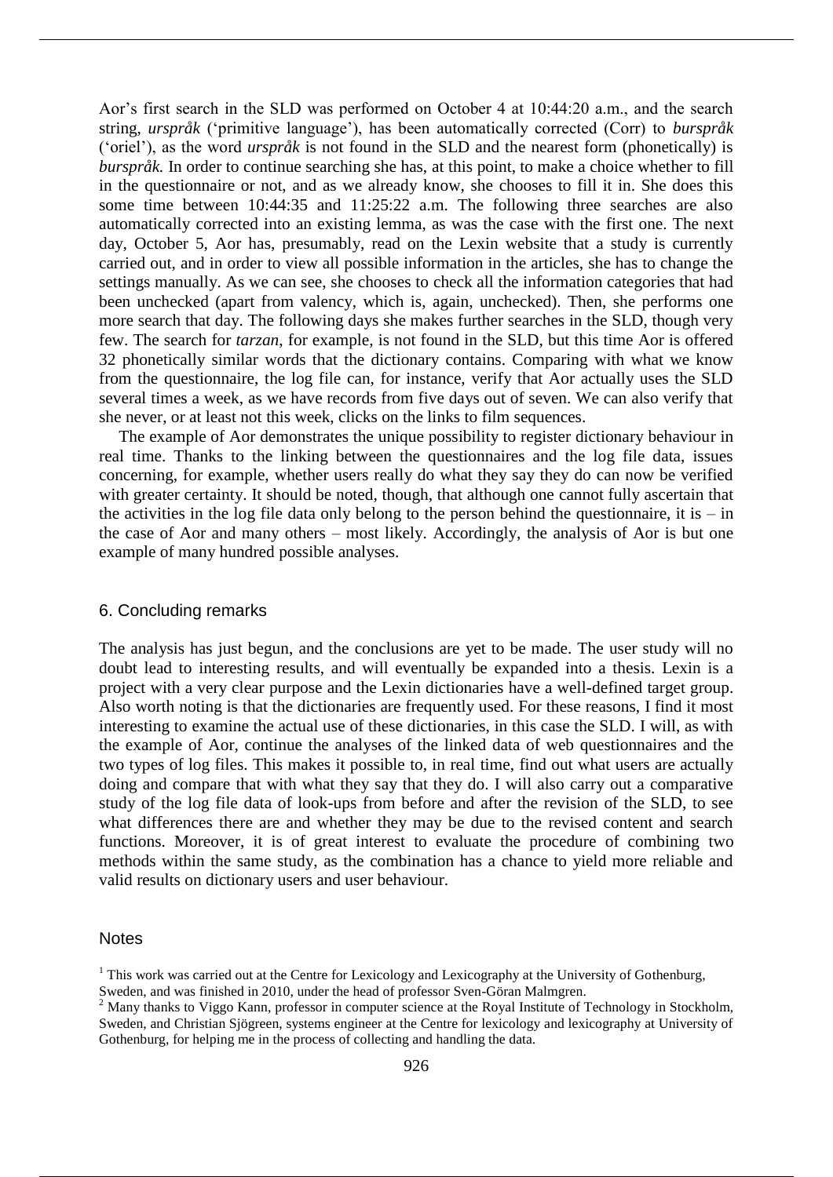Aor's first search in the SLD was performed on October 4 at 10:44:20 a.m., and the search string, *urspråk* ('primitive language'), has been automatically corrected (Corr) to *burspråk* ('oriel'), as the word *urspråk* is not found in the SLD and the nearest form (phonetically) is *burspråk.* In order to continue searching she has, at this point, to make a choice whether to fill in the questionnaire or not, and as we already know, she chooses to fill it in. She does this some time between 10:44:35 and 11:25:22 a.m. The following three searches are also automatically corrected into an existing lemma, as was the case with the first one. The next day, October 5, Aor has, presumably, read on the Lexin website that a study is currently carried out, and in order to view all possible information in the articles, she has to change the settings manually. As we can see, she chooses to check all the information categories that had been unchecked (apart from valency, which is, again, unchecked). Then, she performs one more search that day. The following days she makes further searches in the SLD, though very few. The search for *tarzan*, for example, is not found in the SLD, but this time Aor is offered 32 phonetically similar words that the dictionary contains. Comparing with what we know from the questionnaire, the log file can, for instance, verify that Aor actually uses the SLD several times a week, as we have records from five days out of seven. We can also verify that she never, or at least not this week, clicks on the links to film sequences.

The example of Aor demonstrates the unique possibility to register dictionary behaviour in real time. Thanks to the linking between the questionnaires and the log file data, issues concerning, for example, whether users really do what they say they do can now be verified with greater certainty. It should be noted, though, that although one cannot fully ascertain that the activities in the log file data only belong to the person behind the questionnaire, it is – in the case of Aor and many others – most likely. Accordingly, the analysis of Aor is but one example of many hundred possible analyses.

## 6. Concluding remarks

The analysis has just begun, and the conclusions are yet to be made. The user study will no doubt lead to interesting results, and will eventually be expanded into a thesis. Lexin is a project with a very clear purpose and the Lexin dictionaries have a well-defined target group. Also worth noting is that the dictionaries are frequently used. For these reasons, I find it most interesting to examine the actual use of these dictionaries, in this case the SLD. I will, as with the example of Aor, continue the analyses of the linked data of web questionnaires and the two types of log files. This makes it possible to, in real time, find out what users are actually doing and compare that with what they say that they do. I will also carry out a comparative study of the log file data of look-ups from before and after the revision of the SLD, to see what differences there are and whether they may be due to the revised content and search functions. Moreover, it is of great interest to evaluate the procedure of combining two methods within the same study, as the combination has a chance to yield more reliable and valid results on dictionary users and user behaviour.

## Notes

[1] This work was carried out at the Centre for Lexicology and Lexicography at the University of Gothenburg, Sweden, and was finished in 2010, under the head of professor Sven-Göran Malmgren.

[2] Many thanks to Viggo Kann, professor in computer science at the Royal Institute of Technology in Stockholm, Sweden, and Christian Sjögreen, systems engineer at the Centre for lexicology and lexicography at University of Gothenburg, for helping me in the process of collecting and handling the data.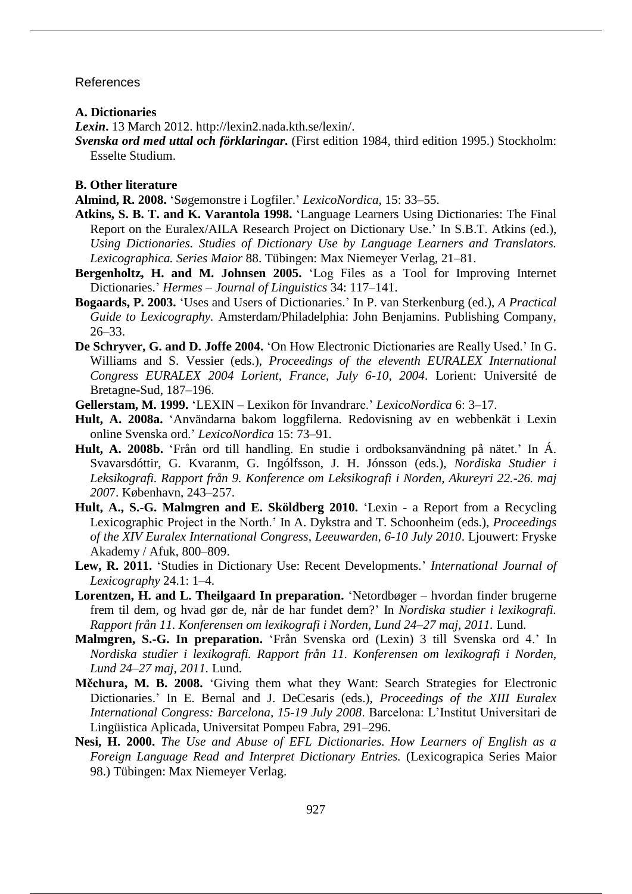# References

## A. Dictionaries

***Lexin*.** 13 March 2012. http://lexin2.nada.kth.se/lexin/.

***Svenska ord med uttal och förklaringar*.** (First edition 1984, third edition 1995.) Stockholm: Esselte Studium.

## B. Other literature

**Almind, R. 2008.** 'Søgemonstre i Logfiler.' *LexicoNordica,* 15: 33–55.

**Atkins, S. B. T. and K. Varantola 1998.** 'Language Learners Using Dictionaries: The Final Report on the Euralex/AILA Research Project on Dictionary Use.' In S.B.T. Atkins (ed.), *Using Dictionaries. Studies of Dictionary Use by Language Learners and Translators. Lexicographica. Series Maior* 88. Tübingen: Max Niemeyer Verlag, 21–81.

**Bergenholtz, H. and M. Johnsen 2005.** 'Log Files as a Tool for Improving Internet Dictionaries.' *Hermes – Journal of Linguistics* 34: 117–141.

**Bogaards, P. 2003.** 'Uses and Users of Dictionaries.' In P. van Sterkenburg (ed.), *A Practical Guide to Lexicography.* Amsterdam/Philadelphia: John Benjamins. Publishing Company, 26–33.

**De Schryver, G. and D. Joffe 2004.** 'On How Electronic Dictionaries are Really Used.' In G. Williams and S. Vessier (eds.), *Proceedings of the eleventh EURALEX International Congress EURALEX 2004 Lorient, France, July 6-10, 2004*. Lorient: Université de Bretagne-Sud, 187–196.

**Gellerstam, M. 1999.** 'LEXIN – Lexikon för Invandrare.' *LexicoNordica* 6: 3–17.

**Hult, A. 2008a.** 'Användarna bakom loggfilerna. Redovisning av en webbenkät i Lexin online Svenska ord.' *LexicoNordica* 15: 73–91.

**Hult, A. 2008b.** 'Från ord till handling. En studie i ordboksanvändning på nätet.' In Á. Svavarsdóttir, G. Kvaranm, G. Ingólfsson, J. H. Jónsson (eds.), *Nordiska Studier i Leksikografi. Rapport från 9. Konference om Leksikografi i Norden, Akureyri 22.-26. maj 2007*. København, 243–257.

**Hult, A., S.-G. Malmgren and E. Sköldberg 2010.** 'Lexin - a Report from a Recycling Lexicographic Project in the North.' In A. Dykstra and T. Schoonheim (eds.), *Proceedings of the XIV Euralex International Congress, Leeuwarden, 6-10 July 2010*. Ljouwert: Fryske Akademy / Afuk, 800–809.

**Lew, R. 2011.** 'Studies in Dictionary Use: Recent Developments.' *International Journal of Lexicography* 24.1: 1–4.

**Lorentzen, H. and L. Theilgaard In preparation.** 'Netordbøger – hvordan finder brugerne frem til dem, og hvad gør de, når de har fundet dem?' In *Nordiska studier i lexikografi. Rapport från 11. Konferensen om lexikografi i Norden, Lund 24–27 maj, 2011.* Lund.

**Malmgren, S.-G. In preparation.** 'Från Svenska ord (Lexin) 3 till Svenska ord 4.' In *Nordiska studier i lexikografi. Rapport från 11. Konferensen om lexikografi i Norden, Lund 24–27 maj, 2011.* Lund.

**Měchura, M. B. 2008.** 'Giving them what they Want: Search Strategies for Electronic Dictionaries.' In E. Bernal and J. DeCesaris (eds.), *Proceedings of the XIII Euralex International Congress: Barcelona, 15-19 July 2008*. Barcelona: L'Institut Universitari de Lingüistica Aplicada, Universitat Pompeu Fabra, 291–296.

**Nesi, H. 2000.** *The Use and Abuse of EFL Dictionaries. How Learners of English as a Foreign Language Read and Interpret Dictionary Entries.* (Lexicograpica Series Maior 98.) Tübingen: Max Niemeyer Verlag.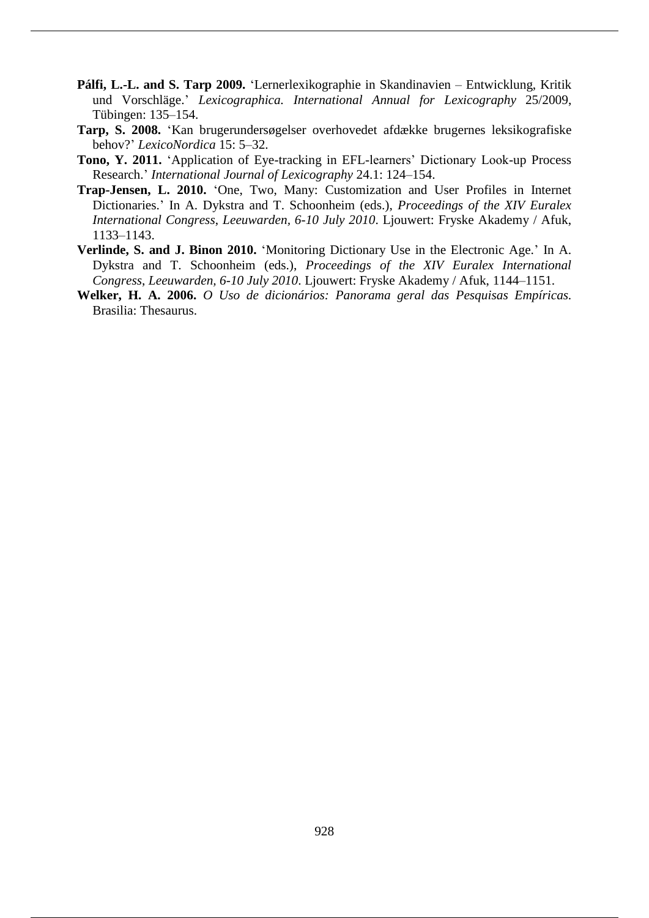**Pálfi, L.-L. and S. Tarp 2009.** 'Lernerlexikographie in Skandinavien – Entwicklung, Kritik und Vorschläge.' *Lexicographica. International Annual for Lexicography* 25/2009, Tübingen: 135–154.

**Tarp, S. 2008.** 'Kan brugerundersøgelser overhovedet afdække brugernes leksikografiske behov?' *LexicoNordica* 15: 5–32.

**Tono, Y. 2011.** 'Application of Eye-tracking in EFL-learners' Dictionary Look-up Process Research.' *International Journal of Lexicography* 24.1: 124–154.

**Trap-Jensen, L. 2010.** 'One, Two, Many: Customization and User Profiles in Internet Dictionaries.' In A. Dykstra and T. Schoonheim (eds.), *Proceedings of the XIV Euralex International Congress*, *Leeuwarden, 6-10 July 2010*. Ljouwert: Fryske Akademy / Afuk, 1133–1143.

**Verlinde, S. and J. Binon 2010.** 'Monitoring Dictionary Use in the Electronic Age.' In A. Dykstra and T. Schoonheim (eds.), *Proceedings of the XIV Euralex International Congress*, *Leeuwarden, 6-10 July 2010*. Ljouwert: Fryske Akademy / Afuk, 1144–1151.

**Welker, H. A. 2006.** *O Uso de dicionários: Panorama geral das Pesquisas Empíricas.* Brasilia: Thesaurus.